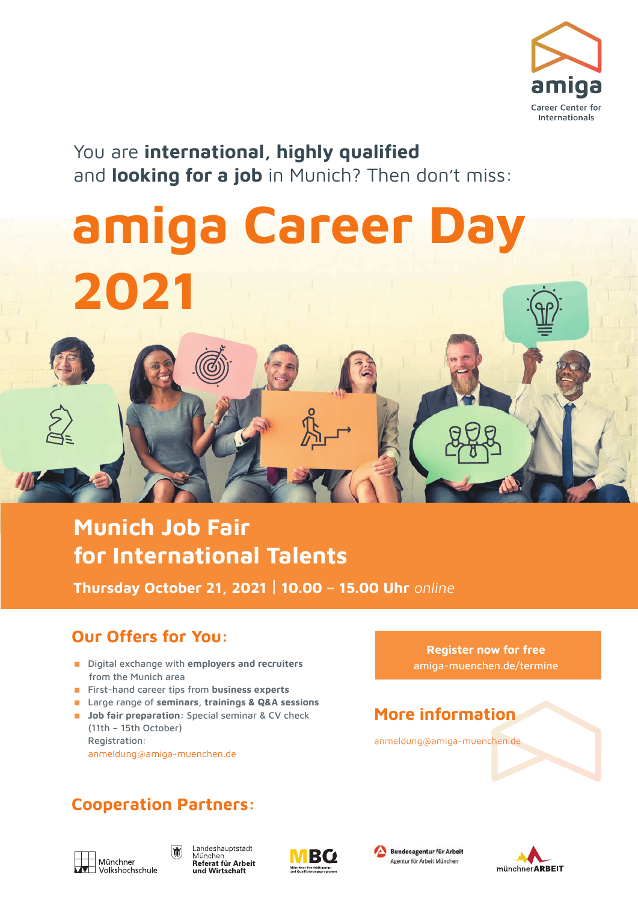amiga

Career Center for Internationals

You are **international, highly qualified** and **looking for a job** in Munich? Then don't miss:

# amiga Career Day 2021

## Munich Job Fair for International Talents

**Thursday October 21, 2021 | 10.00 – 15.00 Uhr** *online*

## Our Offers for You:

- Digital exchange with **employers and recruiters** from the Munich area
- First-hand career tips from **business experts**
- Large range of **seminars, trainings & Q&A sessions**
- **Job fair preparation:** Special seminar & CV check (11th – 15th October)
  Registration:
  anmeldung@amiga-muenchen.de

**Register now for free**
amiga-muenchen.de/termine

## More information

anmeldung@amiga-muenchen.de

## Cooperation Partners:

Münchner Volkshochschule

Landeshauptstadt München **Referat für Arbeit und Wirtschaft**

MBQ Münchner Beschäftigungs- und Qualifizierungsprogramm

**Bundesagentur für Arbeit** Agentur für Arbeit München

münchner**ARBEIT**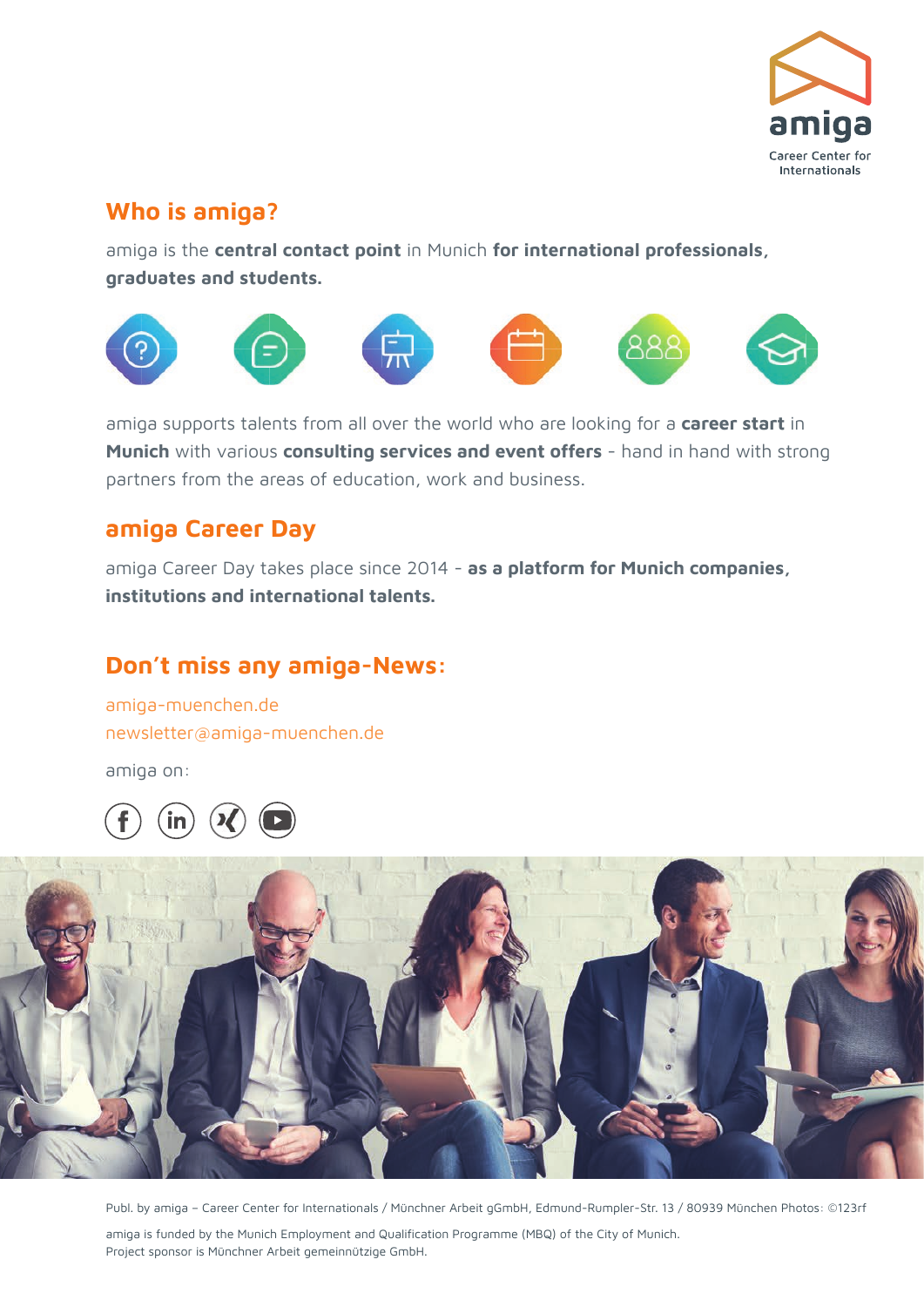amiga

Career Center for Internationals

## Who is amiga?

amiga is the **central contact point** in Munich **for international professionals, graduates and students.**

amiga supports talents from all over the world who are looking for a **career start** in **Munich** with various **consulting services and event offers** - hand in hand with strong partners from the areas of education, work and business.

## amiga Career Day

amiga Career Day takes place since 2014 - **as a platform for Munich companies, institutions and international talents.**

## Don't miss any amiga-News:

amiga-muenchen.de
newsletter@amiga-muenchen.de

amiga on:

Publ. by amiga – Career Center for Internationals / Münchner Arbeit gGmbH, Edmund-Rumpler-Str. 13 / 80939 München Photos: ©123rf

amiga is funded by the Munich Employment and Qualification Programme (MBQ) of the City of Munich.
Project sponsor is Münchner Arbeit gemeinnützige GmbH.